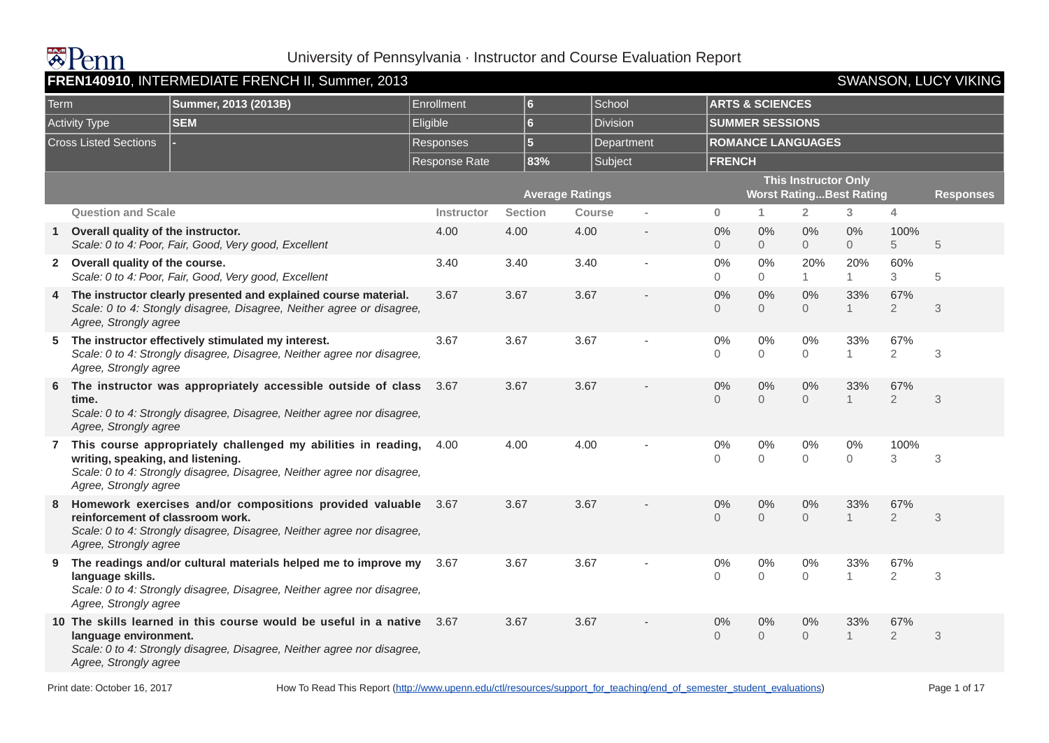# University of Pennsylvania · Instructor and Course Evaluation Report

## FREN140910, INTERMEDIATE FRENCH II, Summer, 2013 — SWANSON, LUCY VIKING

| Term | Summer, 2013 (2013B) | Enrollment | 6 | School | ARTS & SCIENCES |
|---|---|---|---|---|---|
| Activity Type | SEM | Eligible | 6 | Division | SUMMER SESSIONS |
| Cross Listed Sections | - | Responses | 5 | Department | ROMANCE LANGUAGES |
| | | Response Rate | 83% | Subject | FRENCH |

| | Question and Scale | Average Ratings | | | | This Instructor Only Worst Rating...Best Rating | | | | | Responses |
|---|---|---|---|---|---|---|---|---|---|---|---|
| | | Instructor | Section | Course | - | 0 | 1 | 2 | 3 | 4 | |
| 1 | **Overall quality of the instructor.** *Scale: 0 to 4: Poor, Fair, Good, Very good, Excellent* | 4.00 | 4.00 | 4.00 | - | 0% 0 | 0% 0 | 0% 0 | 0% 0 | 100% 5 | 5 |
| 2 | **Overall quality of the course.** *Scale: 0 to 4: Poor, Fair, Good, Very good, Excellent* | 3.40 | 3.40 | 3.40 | - | 0% 0 | 0% 0 | 20% 1 | 20% 1 | 60% 3 | 5 |
| 4 | **The instructor clearly presented and explained course material.** *Scale: 0 to 4: Stongly disagree, Disagree, Neither agree or disagree, Agree, Strongly agree* | 3.67 | 3.67 | 3.67 | - | 0% 0 | 0% 0 | 0% 0 | 33% 1 | 67% 2 | 3 |
| 5 | **The instructor effectively stimulated my interest.** *Scale: 0 to 4: Strongly disagree, Disagree, Neither agree nor disagree, Agree, Strongly agree* | 3.67 | 3.67 | 3.67 | - | 0% 0 | 0% 0 | 0% 0 | 33% 1 | 67% 2 | 3 |
| 6 | **The instructor was appropriately accessible outside of class time.** *Scale: 0 to 4: Strongly disagree, Disagree, Neither agree nor disagree, Agree, Strongly agree* | 3.67 | 3.67 | 3.67 | - | 0% 0 | 0% 0 | 0% 0 | 33% 1 | 67% 2 | 3 |
| 7 | **This course appropriately challenged my abilities in reading, writing, speaking, and listening.** *Scale: 0 to 4: Strongly disagree, Disagree, Neither agree nor disagree, Agree, Strongly agree* | 4.00 | 4.00 | 4.00 | - | 0% 0 | 0% 0 | 0% 0 | 0% 0 | 100% 3 | 3 |
| 8 | **Homework exercises and/or compositions provided valuable reinforcement of classroom work.** *Scale: 0 to 4: Strongly disagree, Disagree, Neither agree nor disagree, Agree, Strongly agree* | 3.67 | 3.67 | 3.67 | - | 0% 0 | 0% 0 | 0% 0 | 33% 1 | 67% 2 | 3 |
| 9 | **The readings and/or cultural materials helped me to improve my language skills.** *Scale: 0 to 4: Strongly disagree, Disagree, Neither agree nor disagree, Agree, Strongly agree* | 3.67 | 3.67 | 3.67 | - | 0% 0 | 0% 0 | 0% 0 | 33% 1 | 67% 2 | 3 |
| 10 | **The skills learned in this course would be useful in a native language environment.** *Scale: 0 to 4: Strongly disagree, Disagree, Neither agree nor disagree, Agree, Strongly agree* | 3.67 | 3.67 | 3.67 | - | 0% 0 | 0% 0 | 0% 0 | 33% 1 | 67% 2 | 3 |

Print date: October 16, 2017 — How To Read This Report (http://www.upenn.edu/ctl/resources/support_for_teaching/end_of_semester_student_evaluations)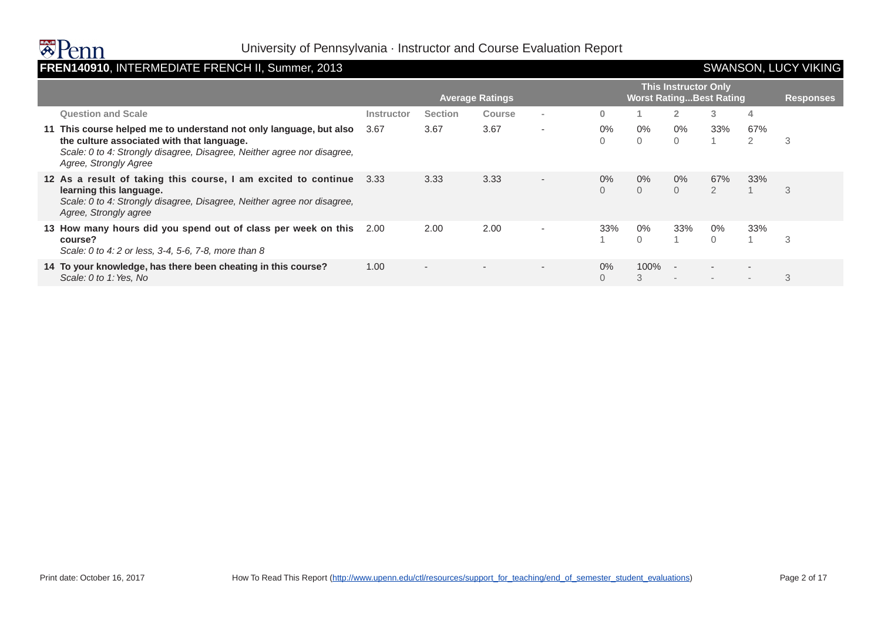# FREN140910, INTERMEDIATE FRENCH II, Summer, 2013

SWANSON, LUCY VIKING

| | Average Ratings | | | | This Instructor Only Worst Rating...Best Rating | | | | | Responses |
|---|---|---|---|---|---|---|---|---|---|---|
| **Question and Scale** | **Instructor** | **Section** | **Course** | - | **0** | **1** | **2** | **3** | **4** | |
| **11 This course helped me to understand not only language, but also the culture associated with that language.** *Scale: 0 to 4: Strongly disagree, Disagree, Neither agree nor disagree, Agree, Strongly Agree* | 3.67 | 3.67 | 3.67 | - | 0% 0 | 0% 0 | 0% 0 | 33% 1 | 67% 2 | 3 |
| **12 As a result of taking this course, I am excited to continue learning this language.** *Scale: 0 to 4: Strongly disagree, Disagree, Neither agree nor disagree, Agree, Strongly agree* | 3.33 | 3.33 | 3.33 | - | 0% 0 | 0% 0 | 0% 0 | 67% 2 | 33% 1 | 3 |
| **13 How many hours did you spend out of class per week on this course?** *Scale: 0 to 4: 2 or less, 3-4, 5-6, 7-8, more than 8* | 2.00 | 2.00 | 2.00 | - | 33% 1 | 0% 0 | 33% 1 | 0% 0 | 33% 1 | 3 |
| **14 To your knowledge, has there been cheating in this course?** *Scale: 0 to 1: Yes, No* | 1.00 | - | - | - | 0% 0 | 100% 3 | - - | - - | - - | 3 |

Print date: October 16, 2017

How To Read This Report (http://www.upenn.edu/ctl/resources/support_for_teaching/end_of_semester_student_evaluations)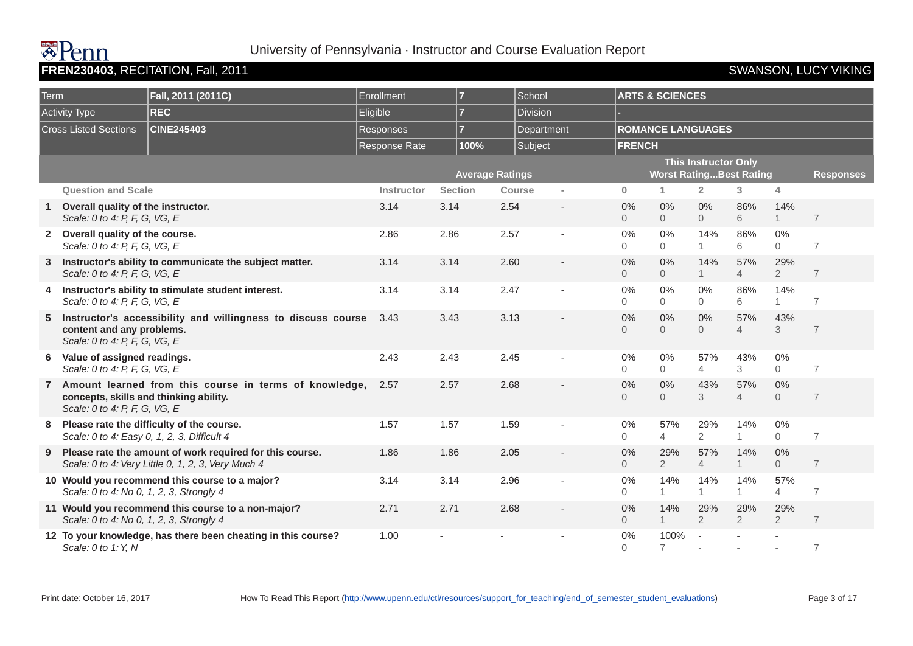# University of Pennsylvania · Instructor and Course Evaluation Report

**FREN230403**, RECITATION, Fall, 2011 — SWANSON, LUCY VIKING

| Term | Fall, 2011 (2011C) | Enrollment | 7 | School | ARTS & SCIENCES |
|---|---|---|---|---|---|
| Activity Type | REC | Eligible | 7 | Division | - |
| Cross Listed Sections | CINE245403 | Responses | 7 | Department | ROMANCE LANGUAGES |
| | | Response Rate | 100% | Subject | FRENCH |

| | Question and Scale | Average Ratings | | | | This Instructor Only: Worst Rating...Best Rating | | | | | Responses |
|---|---|---|---|---|---|---|---|---|---|---|---|
| | | Instructor | Section | Course | - | 0 | 1 | 2 | 3 | 4 | |
| 1 | **Overall quality of the instructor.** *Scale: 0 to 4: P, F, G, VG, E* | 3.14 | 3.14 | 2.54 | - | 0% 0 | 0% 0 | 0% 0 | 86% 6 | 14% 1 | 7 |
| 2 | **Overall quality of the course.** *Scale: 0 to 4: P, F, G, VG, E* | 2.86 | 2.86 | 2.57 | - | 0% 0 | 0% 0 | 14% 1 | 86% 6 | 0% 0 | 7 |
| 3 | **Instructor's ability to communicate the subject matter.** *Scale: 0 to 4: P, F, G, VG, E* | 3.14 | 3.14 | 2.60 | - | 0% 0 | 0% 0 | 14% 1 | 57% 4 | 29% 2 | 7 |
| 4 | **Instructor's ability to stimulate student interest.** *Scale: 0 to 4: P, F, G, VG, E* | 3.14 | 3.14 | 2.47 | - | 0% 0 | 0% 0 | 0% 0 | 86% 6 | 14% 1 | 7 |
| 5 | **Instructor's accessibility and willingness to discuss course content and any problems.** *Scale: 0 to 4: P, F, G, VG, E* | 3.43 | 3.43 | 3.13 | - | 0% 0 | 0% 0 | 0% 0 | 57% 4 | 43% 3 | 7 |
| 6 | **Value of assigned readings.** *Scale: 0 to 4: P, F, G, VG, E* | 2.43 | 2.43 | 2.45 | - | 0% 0 | 0% 0 | 57% 4 | 43% 3 | 0% 0 | 7 |
| 7 | **Amount learned from this course in terms of knowledge, concepts, skills and thinking ability.** *Scale: 0 to 4: P, F, G, VG, E* | 2.57 | 2.57 | 2.68 | - | 0% 0 | 0% 0 | 43% 3 | 57% 4 | 0% 0 | 7 |
| 8 | **Please rate the difficulty of the course.** *Scale: 0 to 4: Easy 0, 1, 2, 3, Difficult 4* | 1.57 | 1.57 | 1.59 | - | 0% 0 | 57% 4 | 29% 2 | 14% 1 | 0% 0 | 7 |
| 9 | **Please rate the amount of work required for this course.** *Scale: 0 to 4: Very Little 0, 1, 2, 3, Very Much 4* | 1.86 | 1.86 | 2.05 | - | 0% 0 | 29% 2 | 57% 4 | 14% 1 | 0% 0 | 7 |
| 10 | **Would you recommend this course to a major?** *Scale: 0 to 4: No 0, 1, 2, 3, Strongly 4* | 3.14 | 3.14 | 2.96 | - | 0% 0 | 14% 1 | 14% 1 | 14% 1 | 57% 4 | 7 |
| 11 | **Would you recommend this course to a non-major?** *Scale: 0 to 4: No 0, 1, 2, 3, Strongly 4* | 2.71 | 2.71 | 2.68 | - | 0% 0 | 14% 1 | 29% 2 | 29% 2 | 29% 2 | 7 |
| 12 | **To your knowledge, has there been cheating in this course?** *Scale: 0 to 1: Y, N* | 1.00 | - | - | - | 0% 0 | 100% 7 | - | - | - | 7 |

Print date: October 16, 2017 — How To Read This Report (http://www.upenn.edu/ctl/resources/support_for_teaching/end_of_semester_student_evaluations)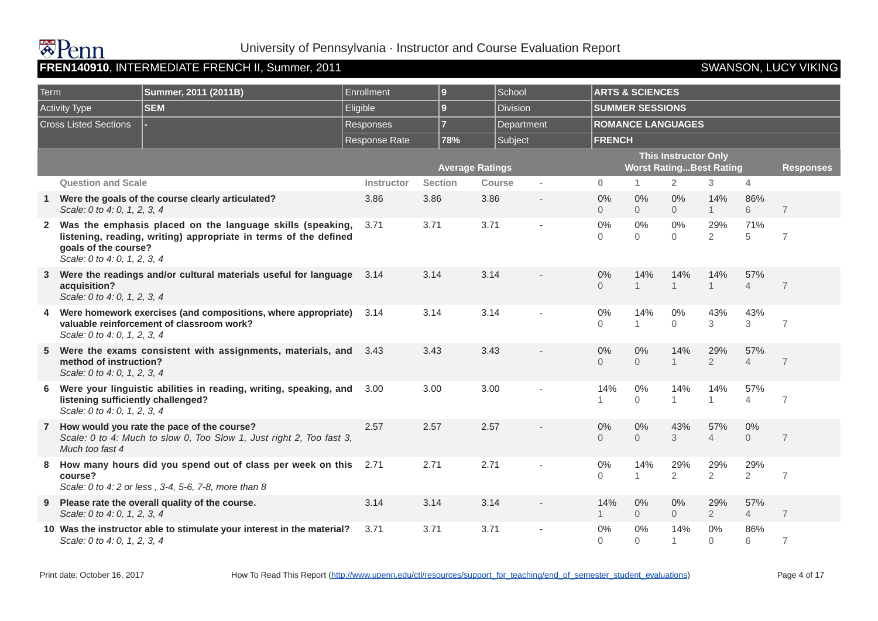University of Pennsylvania · Instructor and Course Evaluation Report

**FREN140910**, INTERMEDIATE FRENCH II, Summer, 2011 — SWANSON, LUCY VIKING

| Term | Summer, 2011 (2011B) | Enrollment | 9 | School | ARTS & SCIENCES |
|---|---|---|---|---|---|
| Activity Type | SEM | Eligible | 9 | Division | SUMMER SESSIONS |
| Cross Listed Sections | - | Responses | 7 | Department | ROMANCE LANGUAGES |
| | | Response Rate | 78% | Subject | FRENCH |

| | Question and Scale | Average Ratings | | | | This Instructor Only: Worst Rating...Best Rating | | | | | Responses |
|---|---|---|---|---|---|---|---|---|---|---|---|
| | | Instructor | Section | Course | - | 0 | 1 | 2 | 3 | 4 | |
| 1 | **Were the goals of the course clearly articulated?** *Scale: 0 to 4: 0, 1, 2, 3, 4* | 3.86 | 3.86 | 3.86 | - | 0% 0 | 0% 0 | 0% 0 | 14% 1 | 86% 6 | 7 |
| 2 | **Was the emphasis placed on the language skills (speaking, listening, reading, writing) appropriate in terms of the defined goals of the course?** *Scale: 0 to 4: 0, 1, 2, 3, 4* | 3.71 | 3.71 | 3.71 | - | 0% 0 | 0% 0 | 0% 0 | 29% 2 | 71% 5 | 7 |
| 3 | **Were the readings and/or cultural materials useful for language acquisition?** *Scale: 0 to 4: 0, 1, 2, 3, 4* | 3.14 | 3.14 | 3.14 | - | 0% 0 | 14% 1 | 14% 1 | 14% 1 | 57% 4 | 7 |
| 4 | **Were homework exercises (and compositions, where appropriate) valuable reinforcement of classroom work?** *Scale: 0 to 4: 0, 1, 2, 3, 4* | 3.14 | 3.14 | 3.14 | - | 0% 0 | 14% 1 | 0% 0 | 43% 3 | 43% 3 | 7 |
| 5 | **Were the exams consistent with assignments, materials, and method of instruction?** *Scale: 0 to 4: 0, 1, 2, 3, 4* | 3.43 | 3.43 | 3.43 | - | 0% 0 | 0% 0 | 14% 1 | 29% 2 | 57% 4 | 7 |
| 6 | **Were your linguistic abilities in reading, writing, speaking, and listening sufficiently challenged?** *Scale: 0 to 4: 0, 1, 2, 3, 4* | 3.00 | 3.00 | 3.00 | - | 14% 1 | 0% 0 | 14% 1 | 14% 1 | 57% 4 | 7 |
| 7 | **How would you rate the pace of the course?** *Scale: 0 to 4: Much to slow 0, Too Slow 1, Just right 2, Too fast 3, Much too fast 4* | 2.57 | 2.57 | 2.57 | - | 0% 0 | 0% 0 | 43% 3 | 57% 4 | 0% 0 | 7 |
| 8 | **How many hours did you spend out of class per week on this course?** *Scale: 0 to 4: 2 or less , 3-4, 5-6, 7-8, more than 8* | 2.71 | 2.71 | 2.71 | - | 0% 0 | 14% 1 | 29% 2 | 29% 2 | 29% 2 | 7 |
| 9 | **Please rate the overall quality of the course.** *Scale: 0 to 4: 0, 1, 2, 3, 4* | 3.14 | 3.14 | 3.14 | - | 14% 1 | 0% 0 | 0% 0 | 29% 2 | 57% 4 | 7 |
| 10 | **Was the instructor able to stimulate your interest in the material?** *Scale: 0 to 4: 0, 1, 2, 3, 4* | 3.71 | 3.71 | 3.71 | - | 0% 0 | 0% 0 | 14% 1 | 0% 0 | 86% 6 | 7 |

Print date: October 16, 2017 — How To Read This Report (http://www.upenn.edu/ctl/resources/support_for_teaching/end_of_semester_student_evaluations)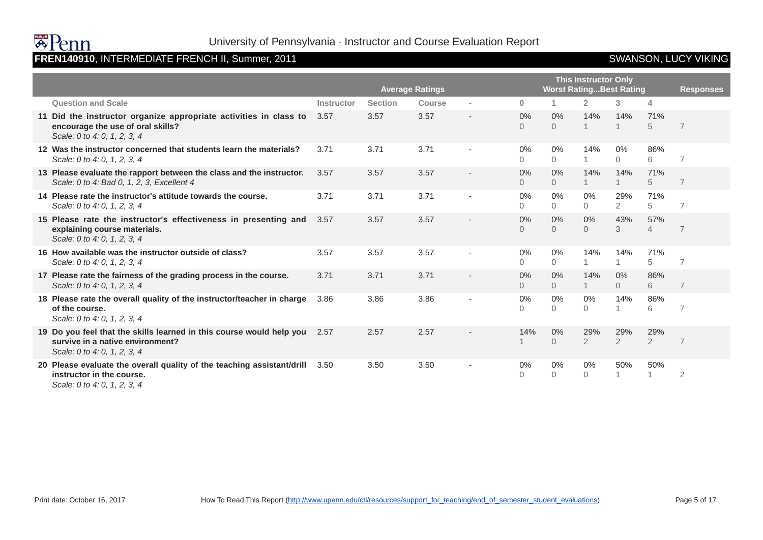University of Pennsylvania · Instructor and Course Evaluation Report

**FREN140910**, INTERMEDIATE FRENCH II, Summer, 2011 — SWANSON, LUCY VIKING

| | Average Ratings | | | | This Instructor Only (Worst Rating...Best Rating) | | | | | Responses |
|---|---|---|---|---|---|---|---|---|---|---|
| **Question and Scale** | **Instructor** | **Section** | **Course** | - | **0** | **1** | **2** | **3** | **4** | |
| **11 Did the instructor organize appropriate activities in class to encourage the use of oral skills?** *Scale: 0 to 4: 0, 1, 2, 3, 4* | 3.57 | 3.57 | 3.57 | - | 0% 0 | 0% 0 | 14% 1 | 14% 1 | 71% 5 | 7 |
| **12 Was the instructor concerned that students learn the materials?** *Scale: 0 to 4: 0, 1, 2, 3, 4* | 3.71 | 3.71 | 3.71 | - | 0% 0 | 0% 0 | 14% 1 | 0% 0 | 86% 6 | 7 |
| **13 Please evaluate the rapport between the class and the instructor.** *Scale: 0 to 4: Bad 0, 1, 2, 3, Excellent 4* | 3.57 | 3.57 | 3.57 | - | 0% 0 | 0% 0 | 14% 1 | 14% 1 | 71% 5 | 7 |
| **14 Please rate the instructor's attitude towards the course.** *Scale: 0 to 4: 0, 1, 2, 3, 4* | 3.71 | 3.71 | 3.71 | - | 0% 0 | 0% 0 | 0% 0 | 29% 2 | 71% 5 | 7 |
| **15 Please rate the instructor's effectiveness in presenting and explaining course materials.** *Scale: 0 to 4: 0, 1, 2, 3, 4* | 3.57 | 3.57 | 3.57 | - | 0% 0 | 0% 0 | 0% 0 | 43% 3 | 57% 4 | 7 |
| **16 How available was the instructor outside of class?** *Scale: 0 to 4: 0, 1, 2, 3, 4* | 3.57 | 3.57 | 3.57 | - | 0% 0 | 0% 0 | 14% 1 | 14% 1 | 71% 5 | 7 |
| **17 Please rate the fairness of the grading process in the course.** *Scale: 0 to 4: 0, 1, 2, 3, 4* | 3.71 | 3.71 | 3.71 | - | 0% 0 | 0% 0 | 14% 1 | 0% 0 | 86% 6 | 7 |
| **18 Please rate the overall quality of the instructor/teacher in charge of the course.** *Scale: 0 to 4: 0, 1, 2, 3, 4* | 3.86 | 3.86 | 3.86 | - | 0% 0 | 0% 0 | 0% 0 | 14% 1 | 86% 6 | 7 |
| **19 Do you feel that the skills learned in this course would help you survive in a native environment?** *Scale: 0 to 4: 0, 1, 2, 3, 4* | 2.57 | 2.57 | 2.57 | - | 14% 1 | 0% 0 | 29% 2 | 29% 2 | 29% 2 | 7 |
| **20 Please evaluate the overall quality of the teaching assistant/drill instructor in the course.** *Scale: 0 to 4: 0, 1, 2, 3, 4* | 3.50 | 3.50 | 3.50 | - | 0% 0 | 0% 0 | 0% 0 | 50% 1 | 50% 1 | 2 |

Print date: October 16, 2017 — How To Read This Report (http://www.upenn.edu/ctl/resources/support_for_teaching/end_of_semester_student_evaluations)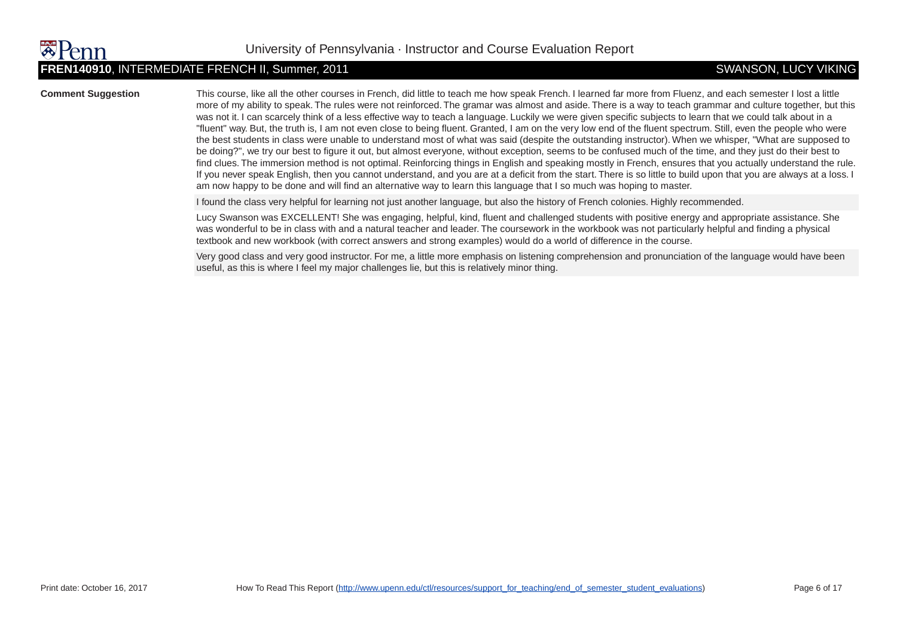University of Pennsylvania · Instructor and Course Evaluation Report

**FREN140910**, INTERMEDIATE FRENCH II, Summer, 2011 — SWANSON, LUCY VIKING

**Comment Suggestion**

This course, like all the other courses in French, did little to teach me how speak French. I learned far more from Fluenz, and each semester I lost a little more of my ability to speak. The rules were not reinforced. The gramar was almost and aside. There is a way to teach grammar and culture together, but this was not it. I can scarcely think of a less effective way to teach a language. Luckily we were given specific subjects to learn that we could talk about in a "fluent" way. But, the truth is, I am not even close to being fluent. Granted, I am on the very low end of the fluent spectrum. Still, even the people who were the best students in class were unable to understand most of what was said (despite the outstanding instructor). When we whisper, "What are supposed to be doing?", we try our best to figure it out, but almost everyone, without exception, seems to be confused much of the time, and they just do their best to find clues. The immersion method is not optimal. Reinforcing things in English and speaking mostly in French, ensures that you actually understand the rule. If you never speak English, then you cannot understand, and you are at a deficit from the start. There is so little to build upon that you are always at a loss. I am now happy to be done and will find an alternative way to learn this language that I so much was hoping to master.

I found the class very helpful for learning not just another language, but also the history of French colonies. Highly recommended.

Lucy Swanson was EXCELLENT! She was engaging, helpful, kind, fluent and challenged students with positive energy and appropriate assistance. She was wonderful to be in class with and a natural teacher and leader. The coursework in the workbook was not particularly helpful and finding a physical textbook and new workbook (with correct answers and strong examples) would do a world of difference in the course.

Very good class and very good instructor. For me, a little more emphasis on listening comprehension and pronunciation of the language would have been useful, as this is where I feel my major challenges lie, but this is relatively minor thing.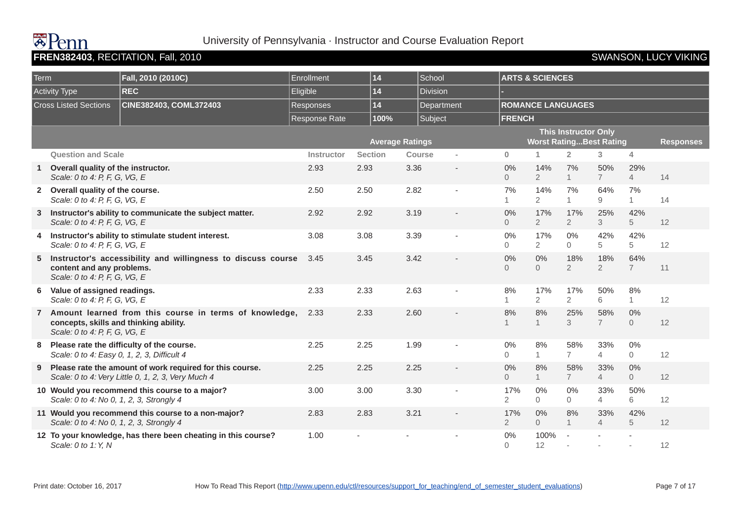# University of Pennsylvania · Instructor and Course Evaluation Report

**FREN382403**, RECITATION, Fall, 2010 — SWANSON, LUCY VIKING

| Term | Fall, 2010 (2010C) | Enrollment | 14 | School | ARTS & SCIENCES |
|---|---|---|---|---|---|
| Activity Type | REC | Eligible | 14 | Division | - |
| Cross Listed Sections | CINE382403, COML372403 | Responses | 14 | Department | ROMANCE LANGUAGES |
| | | Response Rate | 100% | Subject | FRENCH |

| | Question and Scale | Average Ratings: Instructor | Section | Course | - | This Instructor Only (Worst Rating...Best Rating): 0 | 1 | 2 | 3 | 4 | Responses |
|---|---|---|---|---|---|---|---|---|---|---|---|
| 1 | **Overall quality of the instructor.** *Scale: 0 to 4: P, F, G, VG, E* | 2.93 | 2.93 | 3.36 | - | 0% 0 | 14% 2 | 7% 1 | 50% 7 | 29% 4 | 14 |
| 2 | **Overall quality of the course.** *Scale: 0 to 4: P, F, G, VG, E* | 2.50 | 2.50 | 2.82 | - | 7% 1 | 14% 2 | 7% 1 | 64% 9 | 7% 1 | 14 |
| 3 | **Instructor's ability to communicate the subject matter.** *Scale: 0 to 4: P, F, G, VG, E* | 2.92 | 2.92 | 3.19 | - | 0% 0 | 17% 2 | 17% 2 | 25% 3 | 42% 5 | 12 |
| 4 | **Instructor's ability to stimulate student interest.** *Scale: 0 to 4: P, F, G, VG, E* | 3.08 | 3.08 | 3.39 | - | 0% 0 | 17% 2 | 0% 0 | 42% 5 | 42% 5 | 12 |
| 5 | **Instructor's accessibility and willingness to discuss course content and any problems.** *Scale: 0 to 4: P, F, G, VG, E* | 3.45 | 3.45 | 3.42 | - | 0% 0 | 0% 0 | 18% 2 | 18% 2 | 64% 7 | 11 |
| 6 | **Value of assigned readings.** *Scale: 0 to 4: P, F, G, VG, E* | 2.33 | 2.33 | 2.63 | - | 8% 1 | 17% 2 | 17% 2 | 50% 6 | 8% 1 | 12 |
| 7 | **Amount learned from this course in terms of knowledge, concepts, skills and thinking ability.** *Scale: 0 to 4: P, F, G, VG, E* | 2.33 | 2.33 | 2.60 | - | 8% 1 | 8% 1 | 25% 3 | 58% 7 | 0% 0 | 12 |
| 8 | **Please rate the difficulty of the course.** *Scale: 0 to 4: Easy 0, 1, 2, 3, Difficult 4* | 2.25 | 2.25 | 1.99 | - | 0% 0 | 8% 1 | 58% 7 | 33% 4 | 0% 0 | 12 |
| 9 | **Please rate the amount of work required for this course.** *Scale: 0 to 4: Very Little 0, 1, 2, 3, Very Much 4* | 2.25 | 2.25 | 2.25 | - | 0% 0 | 8% 1 | 58% 7 | 33% 4 | 0% 0 | 12 |
| 10 | **Would you recommend this course to a major?** *Scale: 0 to 4: No 0, 1, 2, 3, Strongly 4* | 3.00 | 3.00 | 3.30 | - | 17% 2 | 0% 0 | 0% 0 | 33% 4 | 50% 6 | 12 |
| 11 | **Would you recommend this course to a non-major?** *Scale: 0 to 4: No 0, 1, 2, 3, Strongly 4* | 2.83 | 2.83 | 3.21 | - | 17% 2 | 0% 0 | 8% 1 | 33% 4 | 42% 5 | 12 |
| 12 | **To your knowledge, has there been cheating in this course?** *Scale: 0 to 1: Y, N* | 1.00 | - | - | - | 0% 0 | 100% 12 | - | - | - | 12 |

Print date: October 16, 2017 — How To Read This Report (http://www.upenn.edu/ctl/resources/support_for_teaching/end_of_semester_student_evaluations)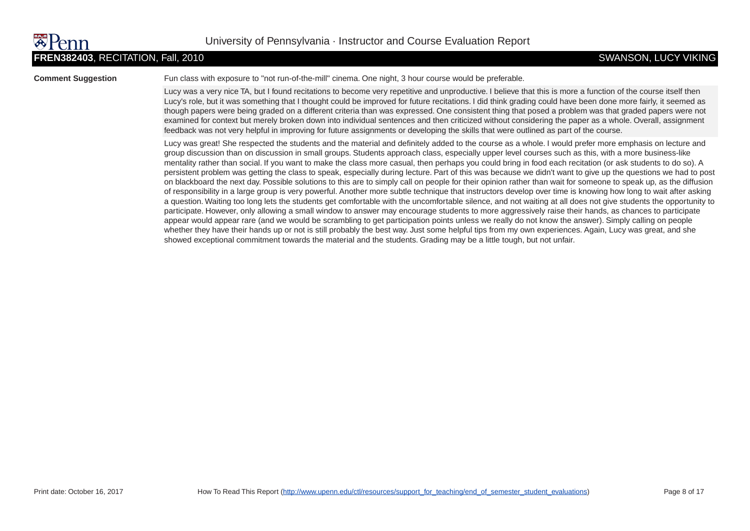**FREN382403**, RECITATION, Fall, 2010 — SWANSON, LUCY VIKING

**Comment Suggestion**

Fun class with exposure to "not run-of-the-mill" cinema. One night, 3 hour course would be preferable.

Lucy was a very nice TA, but I found recitations to become very repetitive and unproductive. I believe that this is more a function of the course itself then Lucy's role, but it was something that I thought could be improved for future recitations. I did think grading could have been done more fairly, it seemed as though papers were being graded on a different criteria than was expressed. One consistent thing that posed a problem was that graded papers were not examined for context but merely broken down into individual sentences and then criticized without considering the paper as a whole. Overall, assignment feedback was not very helpful in improving for future assignments or developing the skills that were outlined as part of the course.

Lucy was great! She respected the students and the material and definitely added to the course as a whole. I would prefer more emphasis on lecture and group discussion than on discussion in small groups. Students approach class, especially upper level courses such as this, with a more business-like mentality rather than social. If you want to make the class more casual, then perhaps you could bring in food each recitation (or ask students to do so). A persistent problem was getting the class to speak, especially during lecture. Part of this was because we didn't want to give up the questions we had to post on blackboard the next day. Possible solutions to this are to simply call on people for their opinion rather than wait for someone to speak up, as the diffusion of responsibility in a large group is very powerful. Another more subtle technique that instructors develop over time is knowing how long to wait after asking a question. Waiting too long lets the students get comfortable with the uncomfortable silence, and not waiting at all does not give students the opportunity to participate. However, only allowing a small window to answer may encourage students to more aggressively raise their hands, as chances to participate appear would appear rare (and we would be scrambling to get participation points unless we really do not know the answer). Simply calling on people whether they have their hands up or not is still probably the best way. Just some helpful tips from my own experiences. Again, Lucy was great, and she showed exceptional commitment towards the material and the students. Grading may be a little tough, but not unfair.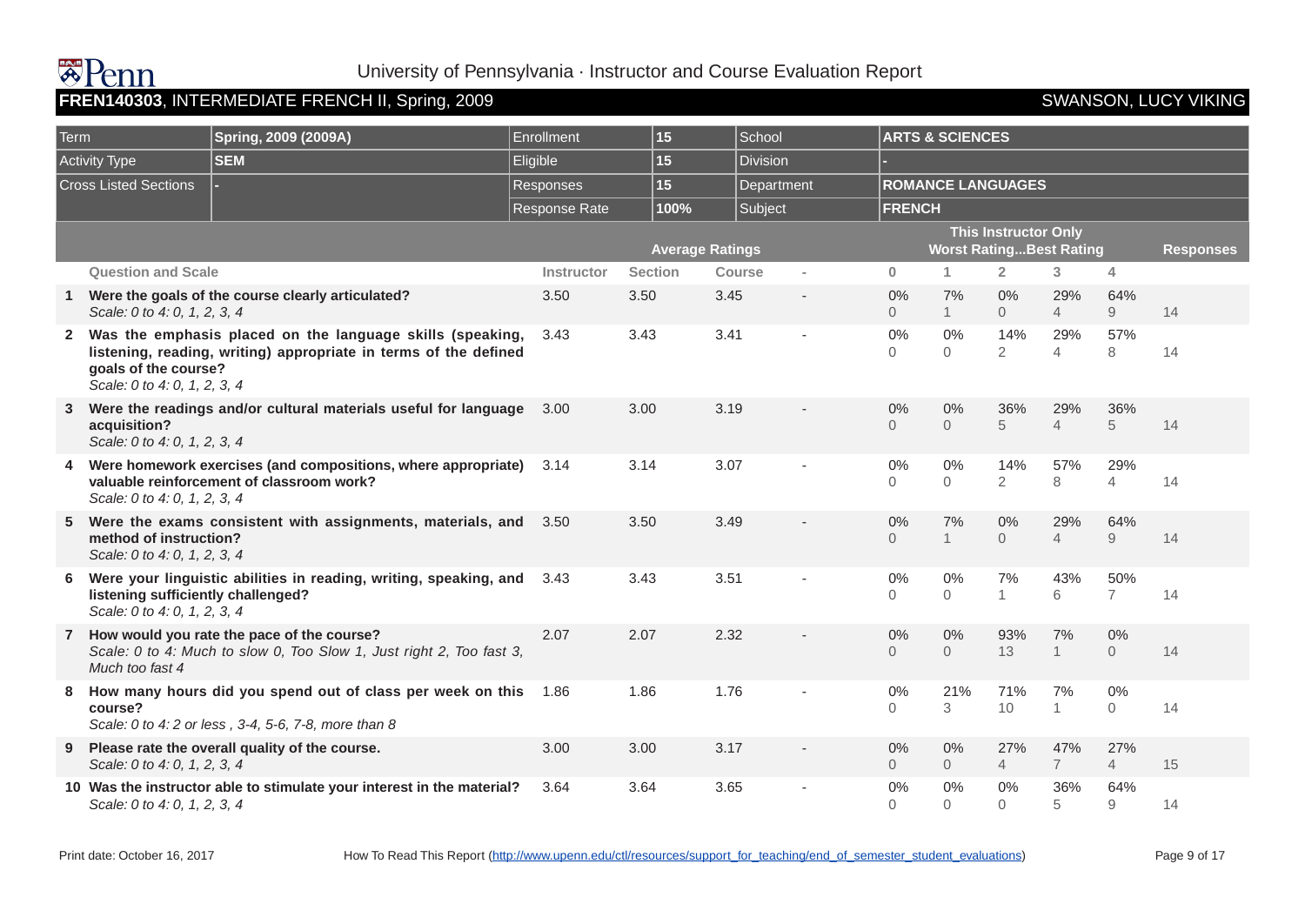University of Pennsylvania · Instructor and Course Evaluation Report

**FREN140303**, INTERMEDIATE FRENCH II, Spring, 2009 — SWANSON, LUCY VIKING

| Term | Spring, 2009 (2009A) | Enrollment | 15 | School | ARTS & SCIENCES |
|---|---|---|---|---|---|
| Activity Type | SEM | Eligible | 15 | Division | - |
| Cross Listed Sections | - | Responses | 15 | Department | ROMANCE LANGUAGES |
| | | Response Rate | 100% | Subject | FRENCH |

| | Question and Scale | Instructor | Section | Course | - | 0 | 1 | 2 | 3 | 4 | Responses |
|---|---|---|---|---|---|---|---|---|---|---|---|
| | | **Average Ratings** | | | | **This Instructor Only Worst Rating...Best Rating** | | | | | |
| 1 | **Were the goals of the course clearly articulated?** *Scale: 0 to 4: 0, 1, 2, 3, 4* | 3.50 | 3.50 | 3.45 | - | 0% 0 | 7% 1 | 0% 0 | 29% 4 | 64% 9 | 14 |
| 2 | **Was the emphasis placed on the language skills (speaking, listening, reading, writing) appropriate in terms of the defined goals of the course?** *Scale: 0 to 4: 0, 1, 2, 3, 4* | 3.43 | 3.43 | 3.41 | - | 0% 0 | 0% 0 | 14% 2 | 29% 4 | 57% 8 | 14 |
| 3 | **Were the readings and/or cultural materials useful for language acquisition?** *Scale: 0 to 4: 0, 1, 2, 3, 4* | 3.00 | 3.00 | 3.19 | - | 0% 0 | 0% 0 | 36% 5 | 29% 4 | 36% 5 | 14 |
| 4 | **Were homework exercises (and compositions, where appropriate) valuable reinforcement of classroom work?** *Scale: 0 to 4: 0, 1, 2, 3, 4* | 3.14 | 3.14 | 3.07 | - | 0% 0 | 0% 0 | 14% 2 | 57% 8 | 29% 4 | 14 |
| 5 | **Were the exams consistent with assignments, materials, and method of instruction?** *Scale: 0 to 4: 0, 1, 2, 3, 4* | 3.50 | 3.50 | 3.49 | - | 0% 0 | 7% 1 | 0% 0 | 29% 4 | 64% 9 | 14 |
| 6 | **Were your linguistic abilities in reading, writing, speaking, and listening sufficiently challenged?** *Scale: 0 to 4: 0, 1, 2, 3, 4* | 3.43 | 3.43 | 3.51 | - | 0% 0 | 0% 0 | 7% 1 | 43% 6 | 50% 7 | 14 |
| 7 | **How would you rate the pace of the course?** *Scale: 0 to 4: Much to slow 0, Too Slow 1, Just right 2, Too fast 3, Much too fast 4* | 2.07 | 2.07 | 2.32 | - | 0% 0 | 0% 0 | 93% 13 | 7% 1 | 0% 0 | 14 |
| 8 | **How many hours did you spend out of class per week on this course?** *Scale: 0 to 4: 2 or less , 3-4, 5-6, 7-8, more than 8* | 1.86 | 1.86 | 1.76 | - | 0% 0 | 21% 3 | 71% 10 | 7% 1 | 0% 0 | 14 |
| 9 | **Please rate the overall quality of the course.** *Scale: 0 to 4: 0, 1, 2, 3, 4* | 3.00 | 3.00 | 3.17 | - | 0% 0 | 0% 0 | 27% 4 | 47% 7 | 27% 4 | 15 |
| 10 | **Was the instructor able to stimulate your interest in the material?** *Scale: 0 to 4: 0, 1, 2, 3, 4* | 3.64 | 3.64 | 3.65 | - | 0% 0 | 0% 0 | 0% 0 | 36% 5 | 64% 9 | 14 |

Print date: October 16, 2017 — How To Read This Report (http://www.upenn.edu/ctl/resources/support_for_teaching/end_of_semester_student_evaluations)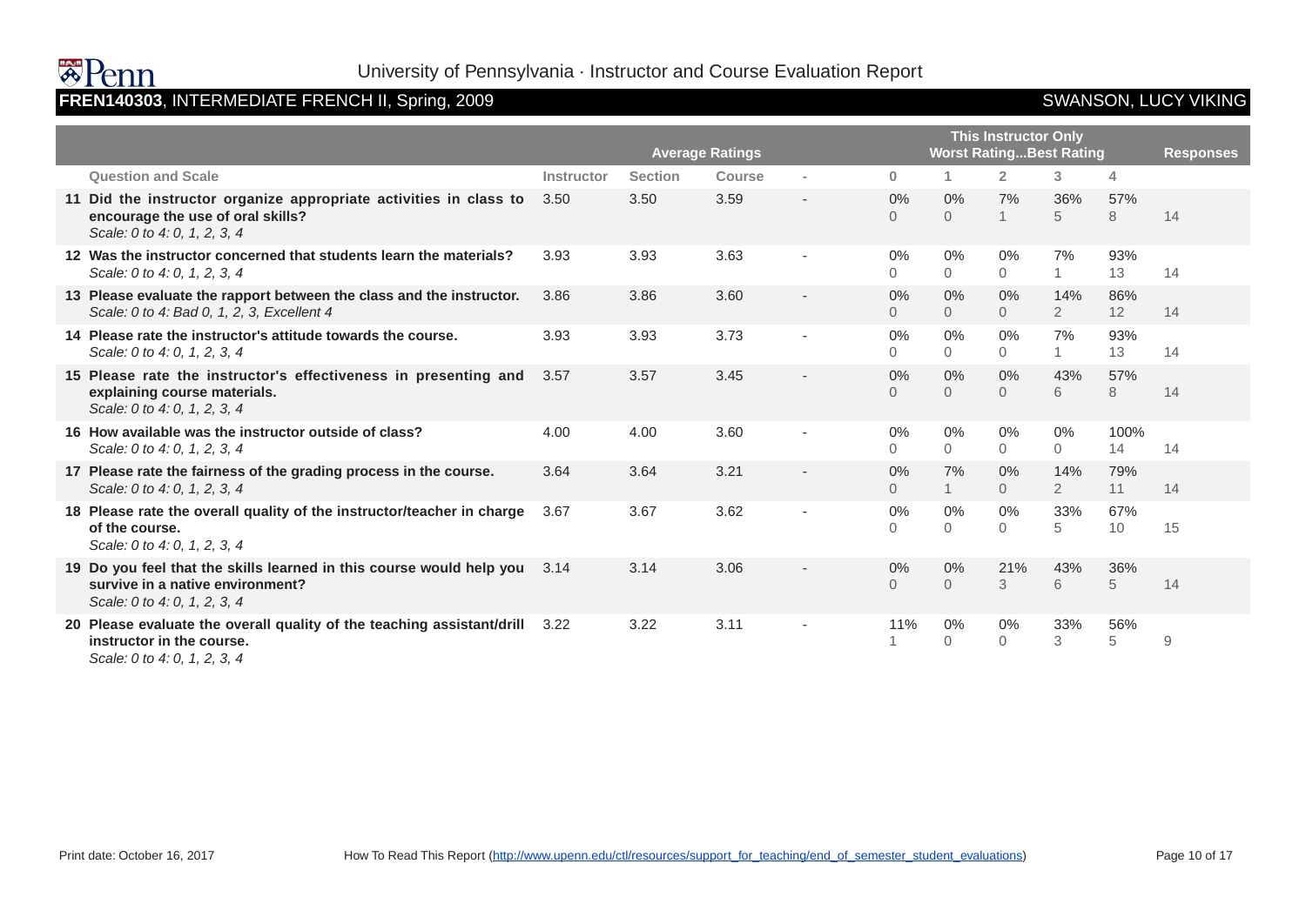University of Pennsylvania · Instructor and Course Evaluation Report

**FREN140303**, INTERMEDIATE FRENCH II, Spring, 2009 — SWANSON, LUCY VIKING

| Question and Scale | Average Ratings | | | | This Instructor Only Worst Rating...Best Rating | | | | | Responses |
|---|---|---|---|---|---|---|---|---|---|---|
| | Instructor | Section | Course | - | 0 | 1 | 2 | 3 | 4 | |
| **11 Did the instructor organize appropriate activities in class to encourage the use of oral skills?** *Scale: 0 to 4: 0, 1, 2, 3, 4* | 3.50 | 3.50 | 3.59 | - | 0% 0 | 0% 0 | 7% 1 | 36% 5 | 57% 8 | 14 |
| **12 Was the instructor concerned that students learn the materials?** *Scale: 0 to 4: 0, 1, 2, 3, 4* | 3.93 | 3.93 | 3.63 | - | 0% 0 | 0% 0 | 0% 0 | 7% 1 | 93% 13 | 14 |
| **13 Please evaluate the rapport between the class and the instructor.** *Scale: 0 to 4: Bad 0, 1, 2, 3, Excellent 4* | 3.86 | 3.86 | 3.60 | - | 0% 0 | 0% 0 | 0% 0 | 14% 2 | 86% 12 | 14 |
| **14 Please rate the instructor's attitude towards the course.** *Scale: 0 to 4: 0, 1, 2, 3, 4* | 3.93 | 3.93 | 3.73 | - | 0% 0 | 0% 0 | 0% 0 | 7% 1 | 93% 13 | 14 |
| **15 Please rate the instructor's effectiveness in presenting and explaining course materials.** *Scale: 0 to 4: 0, 1, 2, 3, 4* | 3.57 | 3.57 | 3.45 | - | 0% 0 | 0% 0 | 0% 0 | 43% 6 | 57% 8 | 14 |
| **16 How available was the instructor outside of class?** *Scale: 0 to 4: 0, 1, 2, 3, 4* | 4.00 | 4.00 | 3.60 | - | 0% 0 | 0% 0 | 0% 0 | 0% 0 | 100% 14 | 14 |
| **17 Please rate the fairness of the grading process in the course.** *Scale: 0 to 4: 0, 1, 2, 3, 4* | 3.64 | 3.64 | 3.21 | - | 0% 0 | 7% 1 | 0% 0 | 14% 2 | 79% 11 | 14 |
| **18 Please rate the overall quality of the instructor/teacher in charge of the course.** *Scale: 0 to 4: 0, 1, 2, 3, 4* | 3.67 | 3.67 | 3.62 | - | 0% 0 | 0% 0 | 0% 0 | 33% 5 | 67% 10 | 15 |
| **19 Do you feel that the skills learned in this course would help you survive in a native environment?** *Scale: 0 to 4: 0, 1, 2, 3, 4* | 3.14 | 3.14 | 3.06 | - | 0% 0 | 0% 0 | 21% 3 | 43% 6 | 36% 5 | 14 |
| **20 Please evaluate the overall quality of the teaching assistant/drill instructor in the course.** *Scale: 0 to 4: 0, 1, 2, 3, 4* | 3.22 | 3.22 | 3.11 | - | 11% 1 | 0% 0 | 0% 0 | 33% 3 | 56% 5 | 9 |

Print date: October 16, 2017 — How To Read This Report (http://www.upenn.edu/ctl/resources/support_for_teaching/end_of_semester_student_evaluations)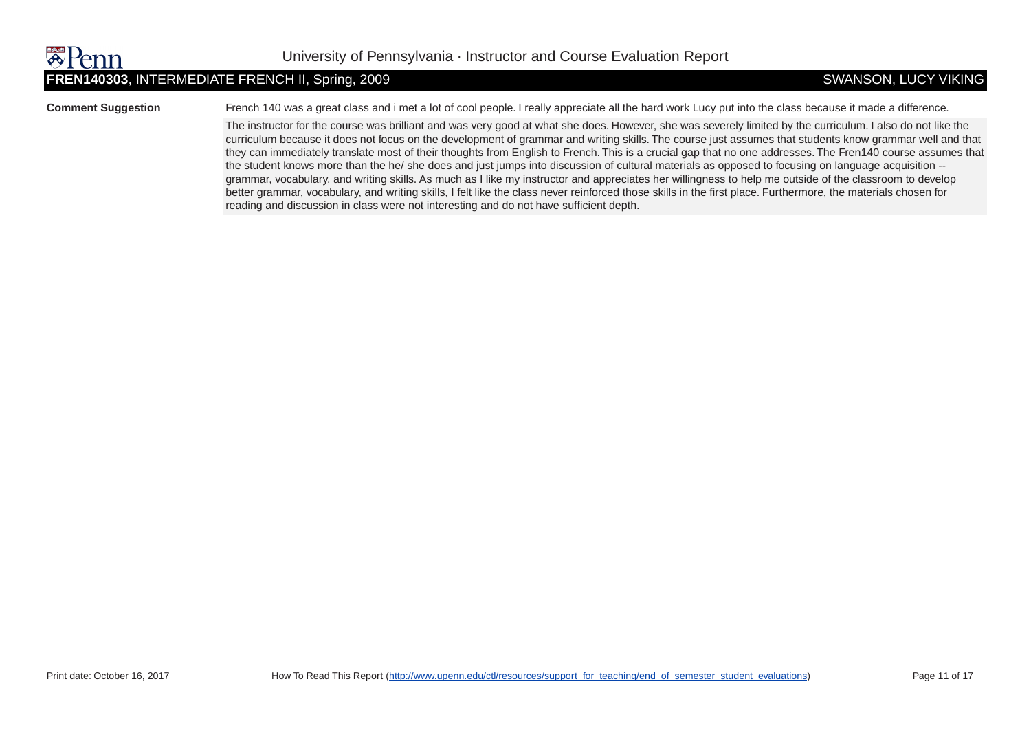**FREN140303**, INTERMEDIATE FRENCH II, Spring, 2009 — SWANSON, LUCY VIKING

| | |
|---|---|
| **Comment Suggestion** | French 140 was a great class and i met a lot of cool people. I really appreciate all the hard work Lucy put into the class because it made a difference. |
| | The instructor for the course was brilliant and was very good at what she does. However, she was severely limited by the curriculum. I also do not like the curriculum because it does not focus on the development of grammar and writing skills. The course just assumes that students know grammar well and that they can immediately translate most of their thoughts from English to French. This is a crucial gap that no one addresses. The Fren140 course assumes that the student knows more than the he/ she does and just jumps into discussion of cultural materials as opposed to focusing on language acquisition -- grammar, vocabulary, and writing skills. As much as I like my instructor and appreciates her willingness to help me outside of the classroom to develop better grammar, vocabulary, and writing skills, I felt like the class never reinforced those skills in the first place. Furthermore, the materials chosen for reading and discussion in class were not interesting and do not have sufficient depth. |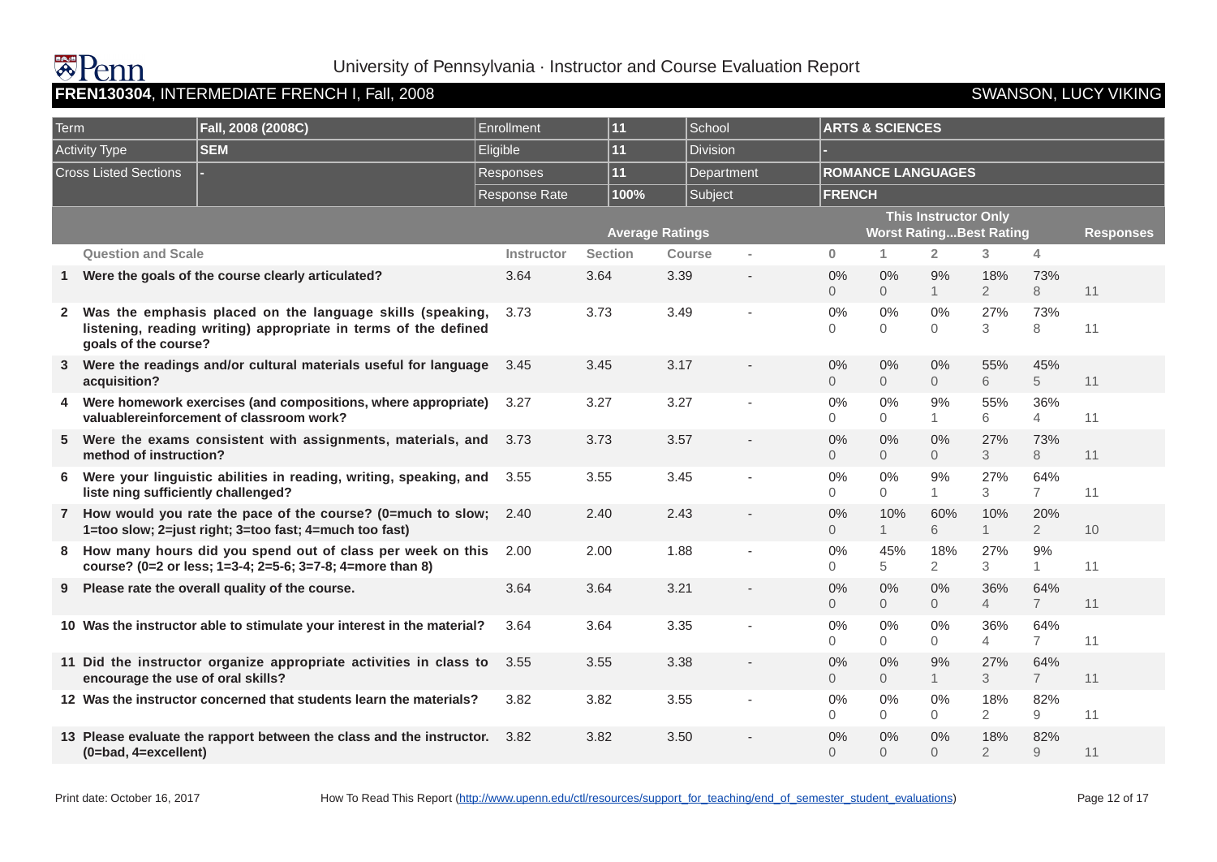University of Pennsylvania · Instructor and Course Evaluation Report

**FREN130304**, INTERMEDIATE FRENCH I, Fall, 2008 — SWANSON, LUCY VIKING

| Term | Fall, 2008 (2008C) | Enrollment | 11 | School | ARTS & SCIENCES |
|---|---|---|---|---|---|
| Activity Type | SEM | Eligible | 11 | Division | - |
| Cross Listed Sections | - | Responses | 11 | Department | ROMANCE LANGUAGES |
| | | Response Rate | 100% | Subject | FRENCH |

| | Question and Scale | Average Ratings: Instructor | Section | Course | - | This Instructor Only (Worst Rating...Best Rating): 0 | 1 | 2 | 3 | 4 | Responses |
|---|---|---|---|---|---|---|---|---|---|---|---|
| 1 | Were the goals of the course clearly articulated? | 3.64 | 3.64 | 3.39 | - | 0% 0 | 0% 0 | 9% 1 | 18% 2 | 73% 8 | 11 |
| 2 | Was the emphasis placed on the language skills (speaking, listening, reading writing) appropriate in terms of the defined goals of the course? | 3.73 | 3.73 | 3.49 | - | 0% 0 | 0% 0 | 0% 0 | 27% 3 | 73% 8 | 11 |
| 3 | Were the readings and/or cultural materials useful for language acquisition? | 3.45 | 3.45 | 3.17 | - | 0% 0 | 0% 0 | 0% 0 | 55% 6 | 45% 5 | 11 |
| 4 | Were homework exercises (and compositions, where appropriate) valuablereinforcement of classroom work? | 3.27 | 3.27 | 3.27 | - | 0% 0 | 0% 0 | 9% 1 | 55% 6 | 36% 4 | 11 |
| 5 | Were the exams consistent with assignments, materials, and method of instruction? | 3.73 | 3.73 | 3.57 | - | 0% 0 | 0% 0 | 0% 0 | 27% 3 | 73% 8 | 11 |
| 6 | Were your linguistic abilities in reading, writing, speaking, and liste ning sufficiently challenged? | 3.55 | 3.55 | 3.45 | - | 0% 0 | 0% 0 | 9% 1 | 27% 3 | 64% 7 | 11 |
| 7 | How would you rate the pace of the course? (0=much to slow; 1=too slow; 2=just right; 3=too fast; 4=much too fast) | 2.40 | 2.40 | 2.43 | - | 0% 0 | 10% 1 | 60% 6 | 10% 1 | 20% 2 | 10 |
| 8 | How many hours did you spend out of class per week on this course? (0=2 or less; 1=3-4; 2=5-6; 3=7-8; 4=more than 8) | 2.00 | 2.00 | 1.88 | - | 0% 0 | 45% 5 | 18% 2 | 27% 3 | 9% 1 | 11 |
| 9 | Please rate the overall quality of the course. | 3.64 | 3.64 | 3.21 | - | 0% 0 | 0% 0 | 0% 0 | 36% 4 | 64% 7 | 11 |
| 10 | Was the instructor able to stimulate your interest in the material? | 3.64 | 3.64 | 3.35 | - | 0% 0 | 0% 0 | 0% 0 | 36% 4 | 64% 7 | 11 |
| 11 | Did the instructor organize appropriate activities in class to encourage the use of oral skills? | 3.55 | 3.55 | 3.38 | - | 0% 0 | 0% 0 | 9% 1 | 27% 3 | 64% 7 | 11 |
| 12 | Was the instructor concerned that students learn the materials? | 3.82 | 3.82 | 3.55 | - | 0% 0 | 0% 0 | 0% 0 | 18% 2 | 82% 9 | 11 |
| 13 | Please evaluate the rapport between the class and the instructor. (0=bad, 4=excellent) | 3.82 | 3.82 | 3.50 | - | 0% 0 | 0% 0 | 0% 0 | 18% 2 | 82% 9 | 11 |

Print date: October 16, 2017

How To Read This Report (http://www.upenn.edu/ctl/resources/support_for_teaching/end_of_semester_student_evaluations)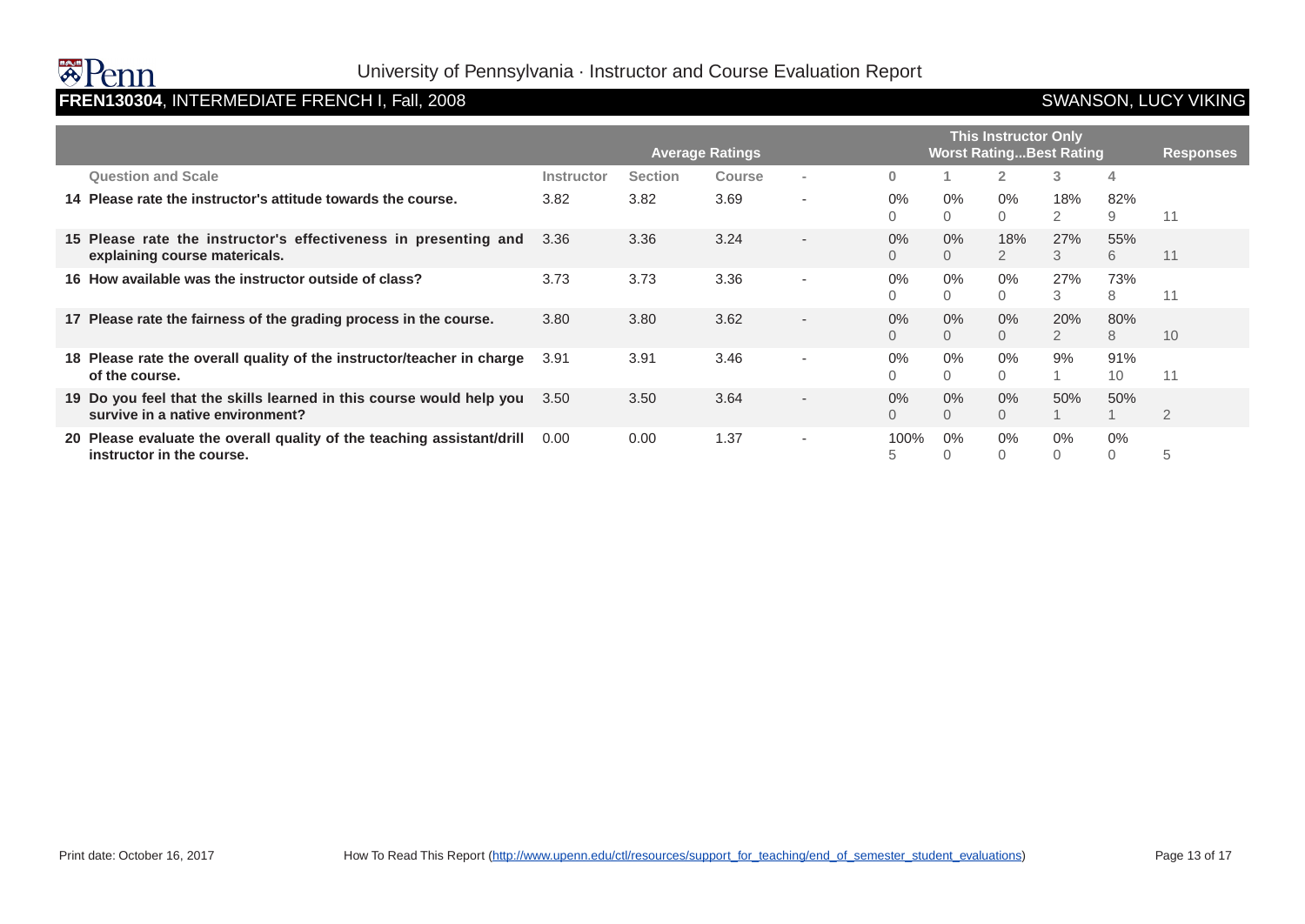University of Pennsylvania · Instructor and Course Evaluation Report

**FREN130304**, INTERMEDIATE FRENCH I, Fall, 2008 — SWANSON, LUCY VIKING

| | Average Ratings | | | | This Instructor Only Worst Rating...Best Rating | | | | | Responses |
|---|---|---|---|---|---|---|---|---|---|---|
| **Question and Scale** | **Instructor** | **Section** | **Course** | - | **0** | **1** | **2** | **3** | **4** | |
| **14 Please rate the instructor's attitude towards the course.** | 3.82 | 3.82 | 3.69 | - | 0% 0 | 0% 0 | 0% 0 | 18% 2 | 82% 9 | 11 |
| **15 Please rate the instructor's effectiveness in presenting and explaining course matericals.** | 3.36 | 3.36 | 3.24 | - | 0% 0 | 0% 0 | 18% 2 | 27% 3 | 55% 6 | 11 |
| **16 How available was the instructor outside of class?** | 3.73 | 3.73 | 3.36 | - | 0% 0 | 0% 0 | 0% 0 | 27% 3 | 73% 8 | 11 |
| **17 Please rate the fairness of the grading process in the course.** | 3.80 | 3.80 | 3.62 | - | 0% 0 | 0% 0 | 0% 0 | 20% 2 | 80% 8 | 10 |
| **18 Please rate the overall quality of the instructor/teacher in charge of the course.** | 3.91 | 3.91 | 3.46 | - | 0% 0 | 0% 0 | 0% 0 | 9% 1 | 91% 10 | 11 |
| **19 Do you feel that the skills learned in this course would help you survive in a native environment?** | 3.50 | 3.50 | 3.64 | - | 0% 0 | 0% 0 | 0% 0 | 50% 1 | 50% 1 | 2 |
| **20 Please evaluate the overall quality of the teaching assistant/drill instructor in the course.** | 0.00 | 0.00 | 1.37 | - | 100% 5 | 0% 0 | 0% 0 | 0% 0 | 0% 0 | 5 |

Print date: October 16, 2017 — How To Read This Report (http://www.upenn.edu/ctl/resources/support_for_teaching/end_of_semester_student_evaluations)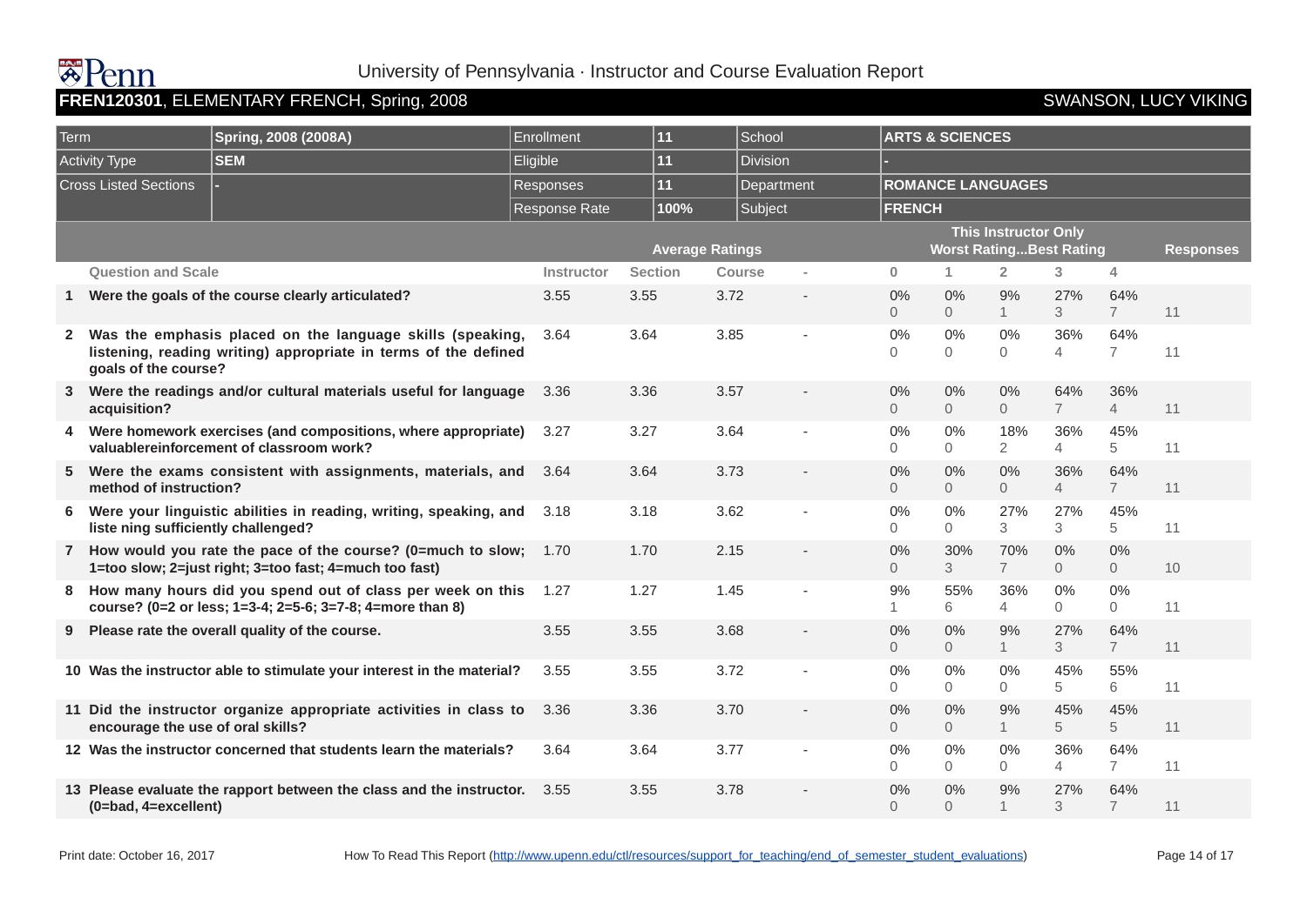University of Pennsylvania · Instructor and Course Evaluation Report

**FREN120301**, ELEMENTARY FRENCH, Spring, 2008 — SWANSON, LUCY VIKING

| Term | Spring, 2008 (2008A) | Enrollment | 11 | School | ARTS & SCIENCES |
|---|---|---|---|---|---|
| Activity Type | SEM | Eligible | 11 | Division | - |
| Cross Listed Sections | - | Responses | 11 | Department | ROMANCE LANGUAGES |
| | | Response Rate | 100% | Subject | FRENCH |

| | | Average Ratings | | | | This Instructor Only Worst Rating...Best Rating | | | | | Responses |
|---|---|---|---|---|---|---|---|---|---|---|---|
| | Question and Scale | Instructor | Section | Course | - | 0 | 1 | 2 | 3 | 4 | |
| 1 | Were the goals of the course clearly articulated? | 3.55 | 3.55 | 3.72 | - | 0% 0 | 0% 0 | 9% 1 | 27% 3 | 64% 7 | 11 |
| 2 | Was the emphasis placed on the language skills (speaking, listening, reading writing) appropriate in terms of the defined goals of the course? | 3.64 | 3.64 | 3.85 | - | 0% 0 | 0% 0 | 0% 0 | 36% 4 | 64% 7 | 11 |
| 3 | Were the readings and/or cultural materials useful for language acquisition? | 3.36 | 3.36 | 3.57 | - | 0% 0 | 0% 0 | 0% 0 | 64% 7 | 36% 4 | 11 |
| 4 | Were homework exercises (and compositions, where appropriate) valuablereinforcement of classroom work? | 3.27 | 3.27 | 3.64 | - | 0% 0 | 0% 0 | 18% 2 | 36% 4 | 45% 5 | 11 |
| 5 | Were the exams consistent with assignments, materials, and method of instruction? | 3.64 | 3.64 | 3.73 | - | 0% 0 | 0% 0 | 0% 0 | 36% 4 | 64% 7 | 11 |
| 6 | Were your linguistic abilities in reading, writing, speaking, and liste ning sufficiently challenged? | 3.18 | 3.18 | 3.62 | - | 0% 0 | 0% 0 | 27% 3 | 27% 3 | 45% 5 | 11 |
| 7 | How would you rate the pace of the course? (0=much to slow; 1=too slow; 2=just right; 3=too fast; 4=much too fast) | 1.70 | 1.70 | 2.15 | - | 0% 0 | 30% 3 | 70% 7 | 0% 0 | 0% 0 | 10 |
| 8 | How many hours did you spend out of class per week on this course? (0=2 or less; 1=3-4; 2=5-6; 3=7-8; 4=more than 8) | 1.27 | 1.27 | 1.45 | - | 9% 1 | 55% 6 | 36% 4 | 0% 0 | 0% 0 | 11 |
| 9 | Please rate the overall quality of the course. | 3.55 | 3.55 | 3.68 | - | 0% 0 | 0% 0 | 9% 1 | 27% 3 | 64% 7 | 11 |
| 10 | Was the instructor able to stimulate your interest in the material? | 3.55 | 3.55 | 3.72 | - | 0% 0 | 0% 0 | 0% 0 | 45% 5 | 55% 6 | 11 |
| 11 | Did the instructor organize appropriate activities in class to encourage the use of oral skills? | 3.36 | 3.36 | 3.70 | - | 0% 0 | 0% 0 | 9% 1 | 45% 5 | 45% 5 | 11 |
| 12 | Was the instructor concerned that students learn the materials? | 3.64 | 3.64 | 3.77 | - | 0% 0 | 0% 0 | 0% 0 | 36% 4 | 64% 7 | 11 |
| 13 | Please evaluate the rapport between the class and the instructor. (0=bad, 4=excellent) | 3.55 | 3.55 | 3.78 | - | 0% 0 | 0% 0 | 9% 1 | 27% 3 | 64% 7 | 11 |

Print date: October 16, 2017 — How To Read This Report (http://www.upenn.edu/ctl/resources/support_for_teaching/end_of_semester_student_evaluations)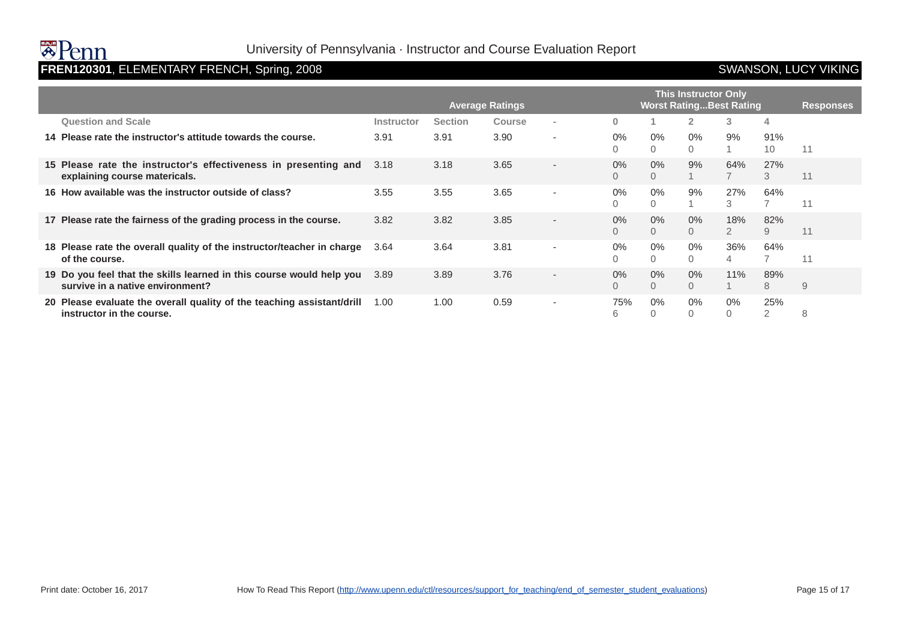University of Pennsylvania · Instructor and Course Evaluation Report

**FREN120301**, ELEMENTARY FRENCH, Spring, 2008 — SWANSON, LUCY VIKING

| | Average Ratings | | | | This Instructor Only Worst Rating...Best Rating | | | | | Responses |
|---|---|---|---|---|---|---|---|---|---|---|
| Question and Scale | Instructor | Section | Course | - | 0 | 1 | 2 | 3 | 4 | |
| 14 Please rate the instructor's attitude towards the course. | 3.91 | 3.91 | 3.90 | - | 0% 0 | 0% 0 | 0% 0 | 9% 1 | 91% 10 | 11 |
| 15 Please rate the instructor's effectiveness in presenting and explaining course matericals. | 3.18 | 3.18 | 3.65 | - | 0% 0 | 0% 0 | 9% 1 | 64% 7 | 27% 3 | 11 |
| 16 How available was the instructor outside of class? | 3.55 | 3.55 | 3.65 | - | 0% 0 | 0% 0 | 9% 1 | 27% 3 | 64% 7 | 11 |
| 17 Please rate the fairness of the grading process in the course. | 3.82 | 3.82 | 3.85 | - | 0% 0 | 0% 0 | 0% 0 | 18% 2 | 82% 9 | 11 |
| 18 Please rate the overall quality of the instructor/teacher in charge of the course. | 3.64 | 3.64 | 3.81 | - | 0% 0 | 0% 0 | 0% 0 | 36% 4 | 64% 7 | 11 |
| 19 Do you feel that the skills learned in this course would help you survive in a native environment? | 3.89 | 3.89 | 3.76 | - | 0% 0 | 0% 0 | 0% 0 | 11% 1 | 89% 8 | 9 |
| 20 Please evaluate the overall quality of the teaching assistant/drill instructor in the course. | 1.00 | 1.00 | 0.59 | - | 75% 6 | 0% 0 | 0% 0 | 0% 0 | 25% 2 | 8 |

Print date: October 16, 2017

How To Read This Report (http://www.upenn.edu/ctl/resources/support_for_teaching/end_of_semester_student_evaluations)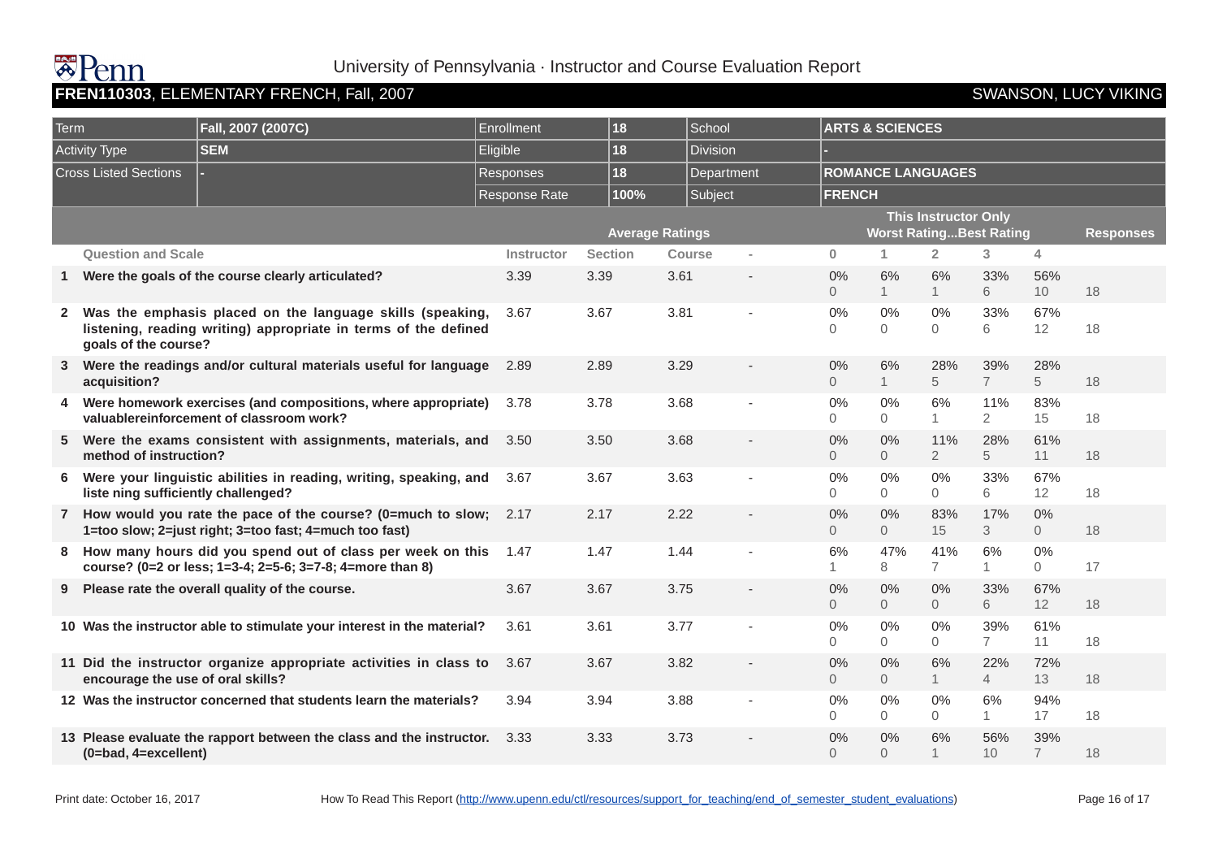University of Pennsylvania · Instructor and Course Evaluation Report

**FREN110303**, ELEMENTARY FRENCH, Fall, 2007 — SWANSON, LUCY VIKING

| Term | Fall, 2007 (2007C) | Enrollment | 18 | School | ARTS & SCIENCES |
|---|---|---|---|---|---|
| Activity Type | SEM | Eligible | 18 | Division | - |
| Cross Listed Sections | - | Responses | 18 | Department | ROMANCE LANGUAGES |
| | | Response Rate | 100% | Subject | FRENCH |

| | Question and Scale | Average Ratings: Instructor | Section | Course | - | This Instructor Only (Worst Rating...Best Rating): 0 | 1 | 2 | 3 | 4 | Responses |
|---|---|---|---|---|---|---|---|---|---|---|---|
| 1 | Were the goals of the course clearly articulated? | 3.39 | 3.39 | 3.61 | - | 0% 0 | 6% 1 | 6% 1 | 33% 6 | 56% 10 | 18 |
| 2 | Was the emphasis placed on the language skills (speaking, listening, reading writing) appropriate in terms of the defined goals of the course? | 3.67 | 3.67 | 3.81 | - | 0% 0 | 0% 0 | 0% 0 | 33% 6 | 67% 12 | 18 |
| 3 | Were the readings and/or cultural materials useful for language acquisition? | 2.89 | 2.89 | 3.29 | - | 0% 0 | 6% 1 | 28% 5 | 39% 7 | 28% 5 | 18 |
| 4 | Were homework exercises (and compositions, where appropriate) valuablereinforcement of classroom work? | 3.78 | 3.78 | 3.68 | - | 0% 0 | 0% 0 | 6% 1 | 11% 2 | 83% 15 | 18 |
| 5 | Were the exams consistent with assignments, materials, and method of instruction? | 3.50 | 3.50 | 3.68 | - | 0% 0 | 0% 0 | 11% 2 | 28% 5 | 61% 11 | 18 |
| 6 | Were your linguistic abilities in reading, writing, speaking, and liste ning sufficiently challenged? | 3.67 | 3.67 | 3.63 | - | 0% 0 | 0% 0 | 0% 0 | 33% 6 | 67% 12 | 18 |
| 7 | How would you rate the pace of the course? (0=much to slow; 1=too slow; 2=just right; 3=too fast; 4=much too fast) | 2.17 | 2.17 | 2.22 | - | 0% 0 | 0% 0 | 83% 15 | 17% 3 | 0% 0 | 18 |
| 8 | How many hours did you spend out of class per week on this course? (0=2 or less; 1=3-4; 2=5-6; 3=7-8; 4=more than 8) | 1.47 | 1.47 | 1.44 | - | 6% 1 | 47% 8 | 41% 7 | 6% 1 | 0% 0 | 17 |
| 9 | Please rate the overall quality of the course. | 3.67 | 3.67 | 3.75 | - | 0% 0 | 0% 0 | 0% 0 | 33% 6 | 67% 12 | 18 |
| 10 | Was the instructor able to stimulate your interest in the material? | 3.61 | 3.61 | 3.77 | - | 0% 0 | 0% 0 | 0% 0 | 39% 7 | 61% 11 | 18 |
| 11 | Did the instructor organize appropriate activities in class to encourage the use of oral skills? | 3.67 | 3.67 | 3.82 | - | 0% 0 | 0% 0 | 6% 1 | 22% 4 | 72% 13 | 18 |
| 12 | Was the instructor concerned that students learn the materials? | 3.94 | 3.94 | 3.88 | - | 0% 0 | 0% 0 | 0% 0 | 6% 1 | 94% 17 | 18 |
| 13 | Please evaluate the rapport between the class and the instructor. (0=bad, 4=excellent) | 3.33 | 3.33 | 3.73 | - | 0% 0 | 0% 0 | 6% 1 | 56% 10 | 39% 7 | 18 |

Print date: October 16, 2017

How To Read This Report (http://www.upenn.edu/ctl/resources/support_for_teaching/end_of_semester_student_evaluations)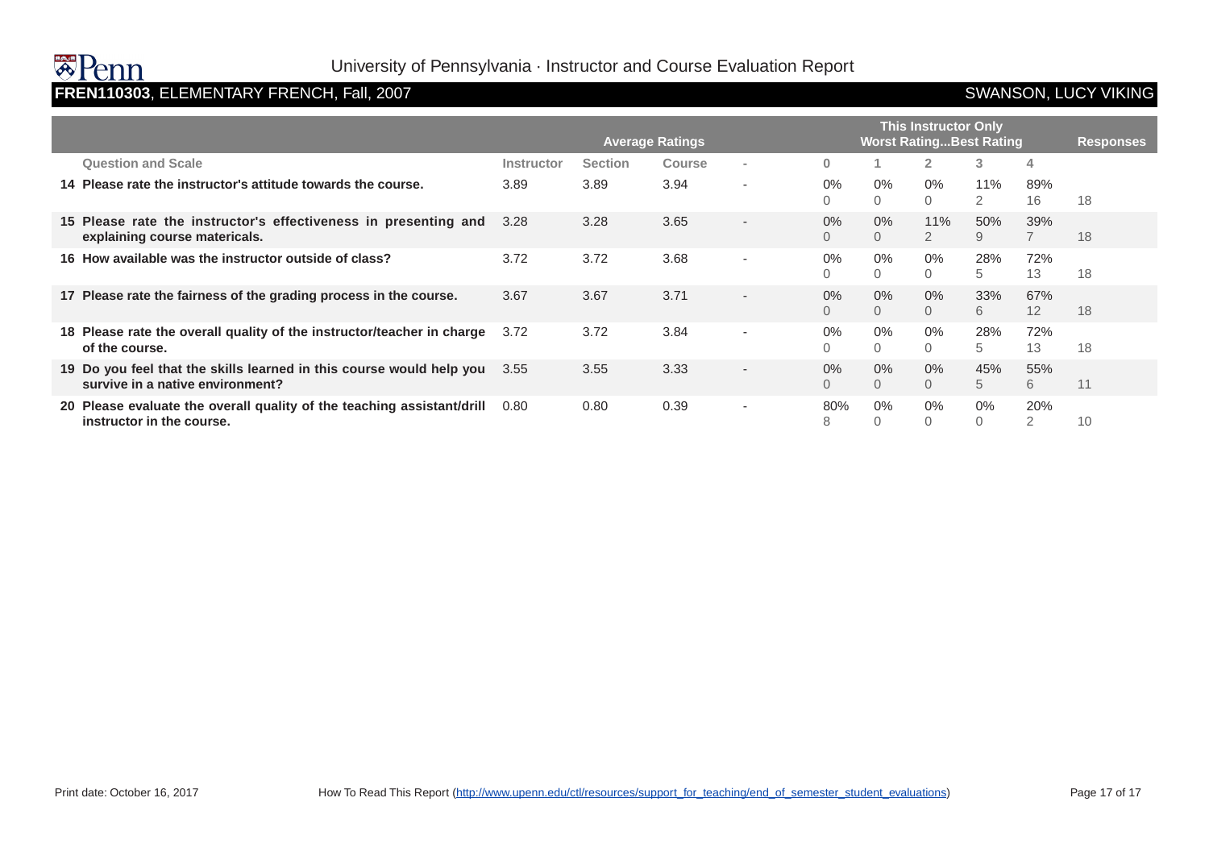University of Pennsylvania · Instructor and Course Evaluation Report

**FREN110303**, ELEMENTARY FRENCH, Fall, 2007 — SWANSON, LUCY VIKING

| | Average Ratings | | | | This Instructor Only Worst Rating...Best Rating | | | | | Responses |
|---|---|---|---|---|---|---|---|---|---|---|
| **Question and Scale** | **Instructor** | **Section** | **Course** | - | **0** | **1** | **2** | **3** | **4** | |
| **14 Please rate the instructor's attitude towards the course.** | 3.89 | 3.89 | 3.94 | - | 0% 0 | 0% 0 | 0% 0 | 11% 2 | 89% 16 | 18 |
| **15 Please rate the instructor's effectiveness in presenting and explaining course matericals.** | 3.28 | 3.28 | 3.65 | - | 0% 0 | 0% 0 | 11% 2 | 50% 9 | 39% 7 | 18 |
| **16 How available was the instructor outside of class?** | 3.72 | 3.72 | 3.68 | - | 0% 0 | 0% 0 | 0% 0 | 28% 5 | 72% 13 | 18 |
| **17 Please rate the fairness of the grading process in the course.** | 3.67 | 3.67 | 3.71 | - | 0% 0 | 0% 0 | 0% 0 | 33% 6 | 67% 12 | 18 |
| **18 Please rate the overall quality of the instructor/teacher in charge of the course.** | 3.72 | 3.72 | 3.84 | - | 0% 0 | 0% 0 | 0% 0 | 28% 5 | 72% 13 | 18 |
| **19 Do you feel that the skills learned in this course would help you survive in a native environment?** | 3.55 | 3.55 | 3.33 | - | 0% 0 | 0% 0 | 0% 0 | 45% 5 | 55% 6 | 11 |
| **20 Please evaluate the overall quality of the teaching assistant/drill instructor in the course.** | 0.80 | 0.80 | 0.39 | - | 80% 8 | 0% 0 | 0% 0 | 0% 0 | 20% 2 | 10 |

Print date: October 16, 2017

How To Read This Report (http://www.upenn.edu/ctl/resources/support_for_teaching/end_of_semester_student_evaluations)